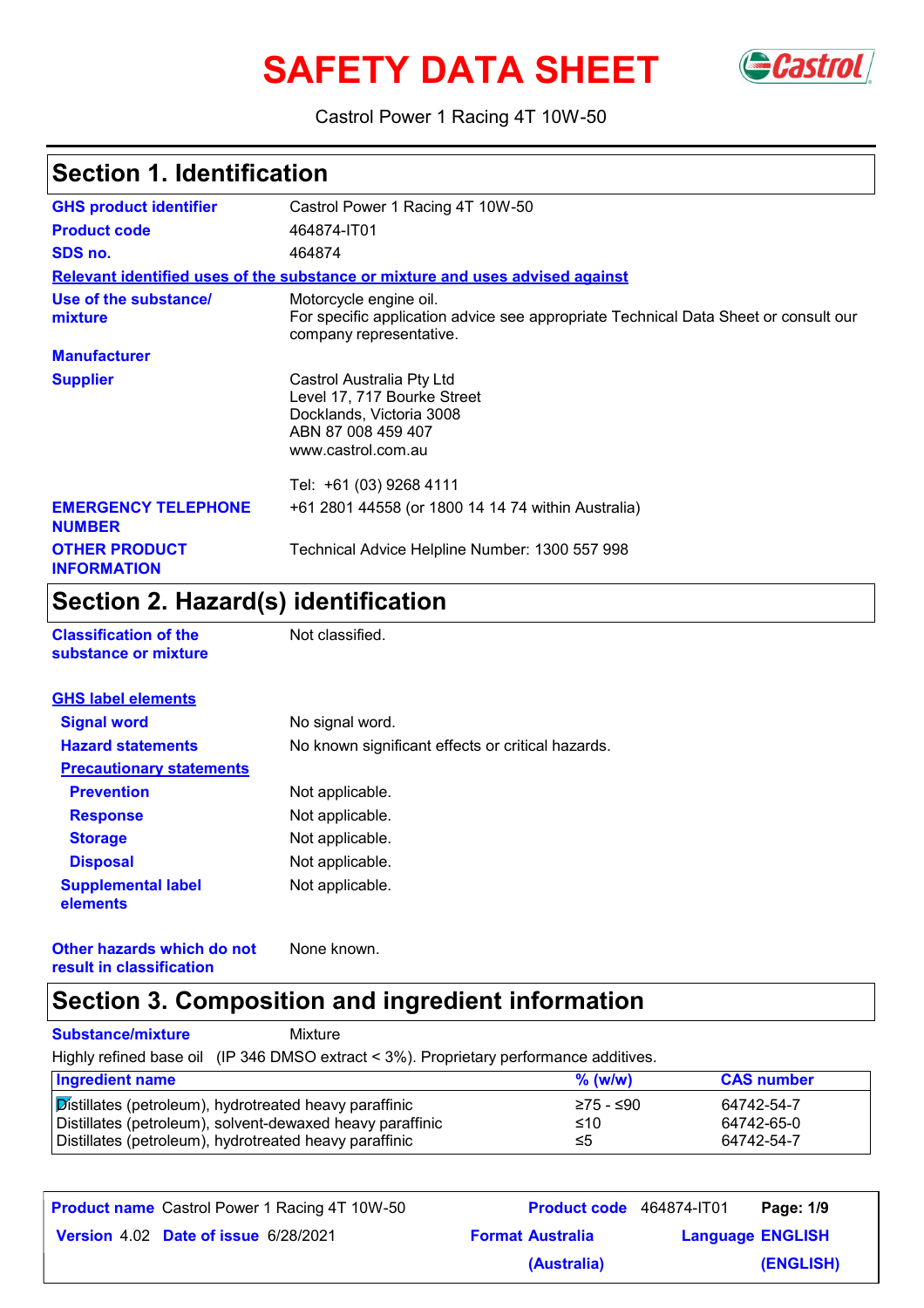# SAFETY DATA SHEET

Castrol Power 1 Racing 4T 10W-50

## Section 1. Identification

**GHS product identifier** Castrol Power 1 Racing 4T 10W-50

**Product code** 464874-IT01

**SDS no.** 464874

**Relevant identified uses of the substance or mixture and uses advised against**

**Use of the substance/ mixture** Motorcycle engine oil.
For specific application advice see appropriate Technical Data Sheet or consult our company representative.

**Manufacturer**

**Supplier** Castrol Australia Pty Ltd
Level 17, 717 Bourke Street
Docklands, Victoria 3008
ABN 87 008 459 407
www.castrol.com.au

Tel: +61 (03) 9268 4111

**EMERGENCY TELEPHONE NUMBER** +61 2801 44558 (or 1800 14 14 74 within Australia)

**OTHER PRODUCT INFORMATION** Technical Advice Helpline Number: 1300 557 998

## Section 2. Hazard(s) identification

**Classification of the substance or mixture** Not classified.

**GHS label elements**

**Signal word** No signal word.

**Hazard statements** No known significant effects or critical hazards.

**Precautionary statements**

**Prevention** Not applicable.

**Response** Not applicable.

**Storage** Not applicable.

**Disposal** Not applicable.

**Supplemental label elements** Not applicable.

**Other hazards which do not result in classification** None known.

## Section 3. Composition and ingredient information

**Substance/mixture** Mixture

Highly refined base oil (IP 346 DMSO extract < 3%). Proprietary performance additives.

| Ingredient name | % (w/w) | CAS number |
|---|---|---|
| Distillates (petroleum), hydrotreated heavy paraffinic | ≥75 - ≤90 | 64742-54-7 |
| Distillates (petroleum), solvent-dewaxed heavy paraffinic | ≤10 | 64742-65-0 |
| Distillates (petroleum), hydrotreated heavy paraffinic | ≤5 | 64742-54-7 |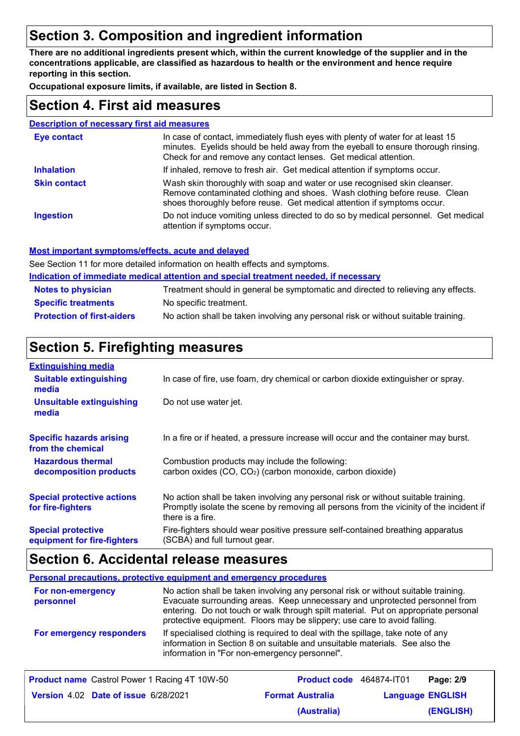## Section 3. Composition and ingredient information

**There are no additional ingredients present which, within the current knowledge of the supplier and in the concentrations applicable, are classified as hazardous to health or the environment and hence require reporting in this section.**

**Occupational exposure limits, if available, are listed in Section 8.**

## Section 4. First aid measures

**Description of necessary first aid measures**

| | |
|---|---|
| **Eye contact** | In case of contact, immediately flush eyes with plenty of water for at least 15 minutes. Eyelids should be held away from the eyeball to ensure thorough rinsing. Check for and remove any contact lenses. Get medical attention. |
| **Inhalation** | If inhaled, remove to fresh air. Get medical attention if symptoms occur. |
| **Skin contact** | Wash skin thoroughly with soap and water or use recognised skin cleanser. Remove contaminated clothing and shoes. Wash clothing before reuse. Clean shoes thoroughly before reuse. Get medical attention if symptoms occur. |
| **Ingestion** | Do not induce vomiting unless directed to do so by medical personnel. Get medical attention if symptoms occur. |

**Most important symptoms/effects, acute and delayed**

See Section 11 for more detailed information on health effects and symptoms.

**Indication of immediate medical attention and special treatment needed, if necessary**

| | |
|---|---|
| **Notes to physician** | Treatment should in general be symptomatic and directed to relieving any effects. |
| **Specific treatments** | No specific treatment. |
| **Protection of first-aiders** | No action shall be taken involving any personal risk or without suitable training. |

## Section 5. Firefighting measures

**Extinguishing media**

| | |
|---|---|
| **Suitable extinguishing media** | In case of fire, use foam, dry chemical or carbon dioxide extinguisher or spray. |
| **Unsuitable extinguishing media** | Do not use water jet. |
| **Specific hazards arising from the chemical** | In a fire or if heated, a pressure increase will occur and the container may burst. |
| **Hazardous thermal decomposition products** | Combustion products may include the following: carbon oxides (CO, $CO_2$) (carbon monoxide, carbon dioxide) |
| **Special protective actions for fire-fighters** | No action shall be taken involving any personal risk or without suitable training. Promptly isolate the scene by removing all persons from the vicinity of the incident if there is a fire. |
| **Special protective equipment for fire-fighters** | Fire-fighters should wear positive pressure self-contained breathing apparatus (SCBA) and full turnout gear. |

## Section 6. Accidental release measures

**Personal precautions, protective equipment and emergency procedures**

| | |
|---|---|
| **For non-emergency personnel** | No action shall be taken involving any personal risk or without suitable training. Evacuate surrounding areas. Keep unnecessary and unprotected personnel from entering. Do not touch or walk through spilt material. Put on appropriate personal protective equipment. Floors may be slippery; use care to avoid falling. |
| **For emergency responders** | If specialised clothing is required to deal with the spillage, take note of any information in Section 8 on suitable and unsuitable materials. See also the information in "For non-emergency personnel". |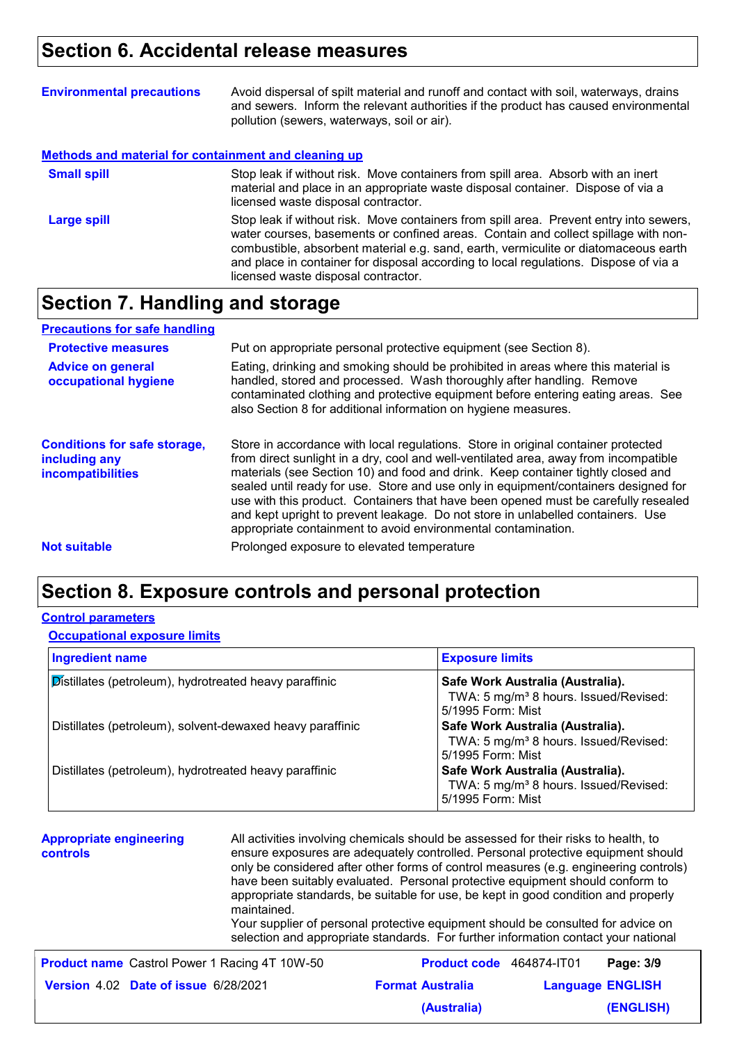## Section 6. Accidental release measures

**Environmental precautions**

Avoid dispersal of spilt material and runoff and contact with soil, waterways, drains and sewers. Inform the relevant authorities if the product has caused environmental pollution (sewers, waterways, soil or air).

**Methods and material for containment and cleaning up**

**Small spill**

Stop leak if without risk. Move containers from spill area. Absorb with an inert material and place in an appropriate waste disposal container. Dispose of via a licensed waste disposal contractor.

**Large spill**

Stop leak if without risk. Move containers from spill area. Prevent entry into sewers, water courses, basements or confined areas. Contain and collect spillage with non-combustible, absorbent material e.g. sand, earth, vermiculite or diatomaceous earth and place in container for disposal according to local regulations. Dispose of via a licensed waste disposal contractor.

## Section 7. Handling and storage

**Precautions for safe handling**

**Protective measures**

Put on appropriate personal protective equipment (see Section 8).

**Advice on general occupational hygiene**

Eating, drinking and smoking should be prohibited in areas where this material is handled, stored and processed. Wash thoroughly after handling. Remove contaminated clothing and protective equipment before entering eating areas. See also Section 8 for additional information on hygiene measures.

**Conditions for safe storage, including any incompatibilities**

Store in accordance with local regulations. Store in original container protected from direct sunlight in a dry, cool and well-ventilated area, away from incompatible materials (see Section 10) and food and drink. Keep container tightly closed and sealed until ready for use. Store and use only in equipment/containers designed for use with this product. Containers that have been opened must be carefully resealed and kept upright to prevent leakage. Do not store in unlabelled containers. Use appropriate containment to avoid environmental contamination.

**Not suitable**

Prolonged exposure to elevated temperature

## Section 8. Exposure controls and personal protection

**Control parameters**

**Occupational exposure limits**

| Ingredient name | Exposure limits |
|---|---|
| Distillates (petroleum), hydrotreated heavy paraffinic | **Safe Work Australia (Australia).** TWA: 5 mg/m³ 8 hours. Issued/Revised: 5/1995 Form: Mist |
| Distillates (petroleum), solvent-dewaxed heavy paraffinic | **Safe Work Australia (Australia).** TWA: 5 mg/m³ 8 hours. Issued/Revised: 5/1995 Form: Mist |
| Distillates (petroleum), hydrotreated heavy paraffinic | **Safe Work Australia (Australia).** TWA: 5 mg/m³ 8 hours. Issued/Revised: 5/1995 Form: Mist |

**Appropriate engineering controls**

All activities involving chemicals should be assessed for their risks to health, to ensure exposures are adequately controlled. Personal protective equipment should only be considered after other forms of control measures (e.g. engineering controls) have been suitably evaluated. Personal protective equipment should conform to appropriate standards, be suitable for use, be kept in good condition and properly maintained.
Your supplier of personal protective equipment should be consulted for advice on selection and appropriate standards. For further information contact your national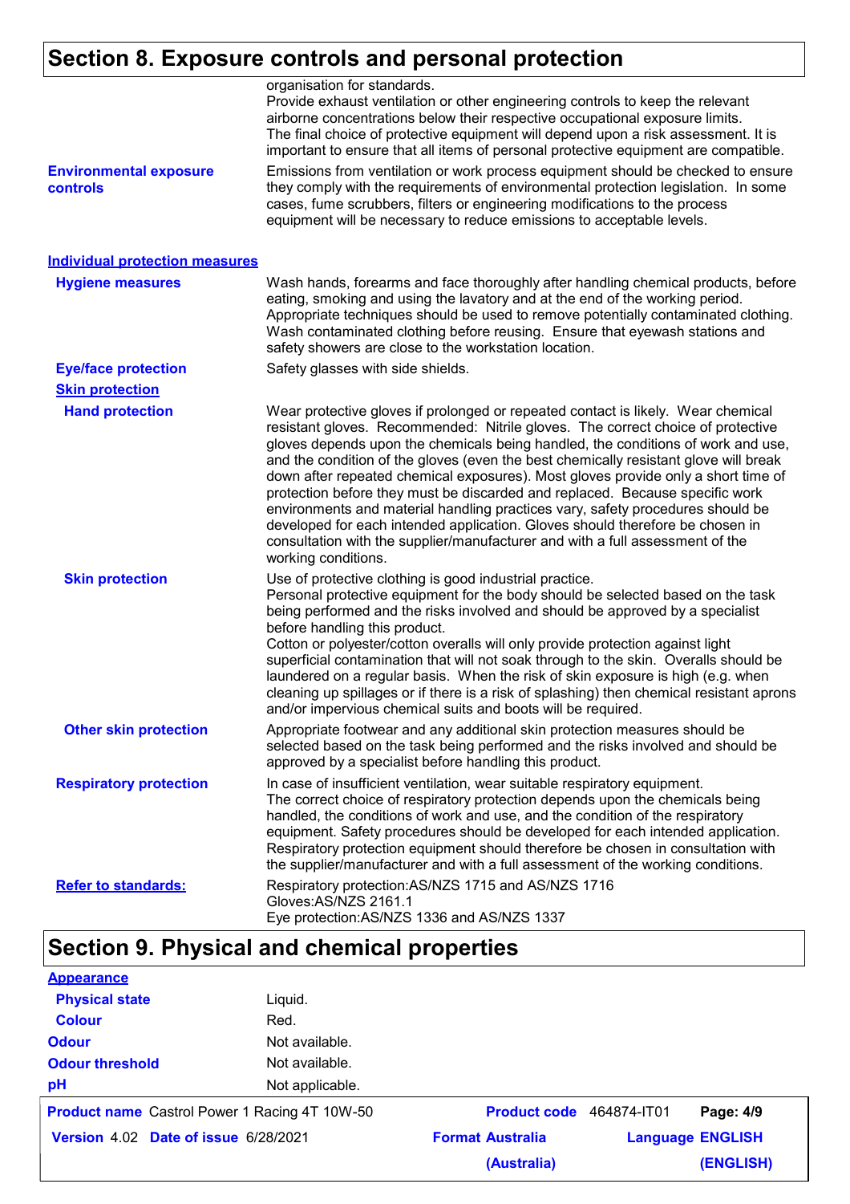## Section 8. Exposure controls and personal protection

organisation for standards.
Provide exhaust ventilation or other engineering controls to keep the relevant airborne concentrations below their respective occupational exposure limits.
The final choice of protective equipment will depend upon a risk assessment. It is important to ensure that all items of personal protective equipment are compatible.

**Environmental exposure controls**

Emissions from ventilation or work process equipment should be checked to ensure they comply with the requirements of environmental protection legislation. In some cases, fume scrubbers, filters or engineering modifications to the process equipment will be necessary to reduce emissions to acceptable levels.

### Individual protection measures

**Hygiene measures**

Wash hands, forearms and face thoroughly after handling chemical products, before eating, smoking and using the lavatory and at the end of the working period. Appropriate techniques should be used to remove potentially contaminated clothing. Wash contaminated clothing before reusing. Ensure that eyewash stations and safety showers are close to the workstation location.

**Eye/face protection**

Safety glasses with side shields.

**Skin protection**

**Hand protection**

Wear protective gloves if prolonged or repeated contact is likely. Wear chemical resistant gloves. Recommended: Nitrile gloves. The correct choice of protective gloves depends upon the chemicals being handled, the conditions of work and use, and the condition of the gloves (even the best chemically resistant glove will break down after repeated chemical exposures). Most gloves provide only a short time of protection before they must be discarded and replaced. Because specific work environments and material handling practices vary, safety procedures should be developed for each intended application. Gloves should therefore be chosen in consultation with the supplier/manufacturer and with a full assessment of the working conditions.

**Skin protection**

Use of protective clothing is good industrial practice.
Personal protective equipment for the body should be selected based on the task being performed and the risks involved and should be approved by a specialist before handling this product.
Cotton or polyester/cotton overalls will only provide protection against light superficial contamination that will not soak through to the skin. Overalls should be laundered on a regular basis. When the risk of skin exposure is high (e.g. when cleaning up spillages or if there is a risk of splashing) then chemical resistant aprons and/or impervious chemical suits and boots will be required.

**Other skin protection**

Appropriate footwear and any additional skin protection measures should be selected based on the task being performed and the risks involved and should be approved by a specialist before handling this product.

**Respiratory protection**

In case of insufficient ventilation, wear suitable respiratory equipment.
The correct choice of respiratory protection depends upon the chemicals being handled, the conditions of work and use, and the condition of the respiratory equipment. Safety procedures should be developed for each intended application. Respiratory protection equipment should therefore be chosen in consultation with the supplier/manufacturer and with a full assessment of the working conditions.

**Refer to standards:**

Respiratory protection:AS/NZS 1715 and AS/NZS 1716
Gloves:AS/NZS 2161.1
Eye protection:AS/NZS 1336 and AS/NZS 1337

## Section 9. Physical and chemical properties

**Appearance**

| | |
|---|---|
| **Physical state** | Liquid. |
| **Colour** | Red. |
| **Odour** | Not available. |
| **Odour threshold** | Not available. |
| **pH** | Not applicable. |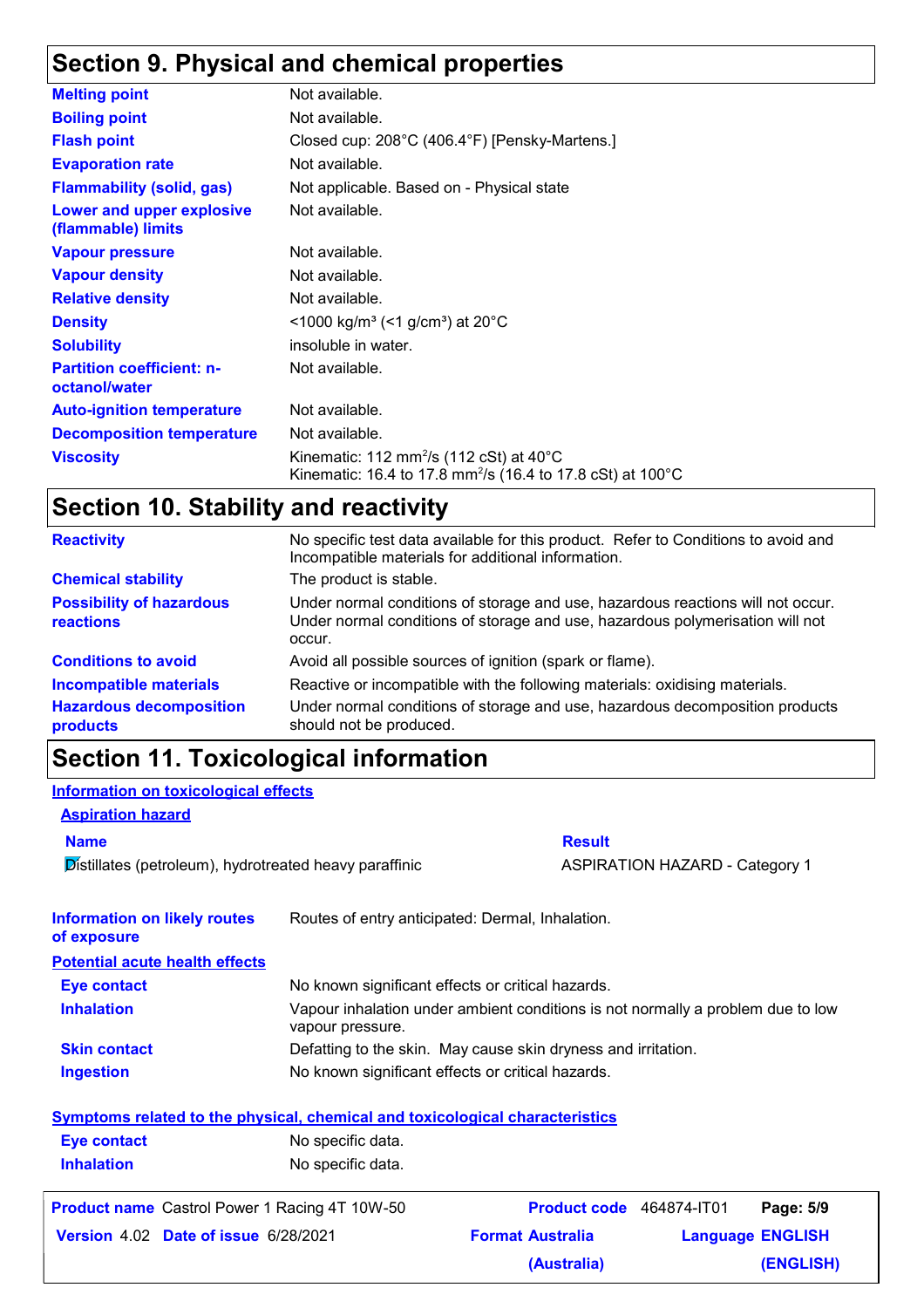## Section 9. Physical and chemical properties

| | |
|---|---|
| **Melting point** | Not available. |
| **Boiling point** | Not available. |
| **Flash point** | Closed cup: 208°C (406.4°F) [Pensky-Martens.] |
| **Evaporation rate** | Not available. |
| **Flammability (solid, gas)** | Not applicable. Based on - Physical state |
| **Lower and upper explosive (flammable) limits** | Not available. |
| **Vapour pressure** | Not available. |
| **Vapour density** | Not available. |
| **Relative density** | Not available. |
| **Density** | <1000 kg/m³ (<1 g/cm³) at 20°C |
| **Solubility** | insoluble in water. |
| **Partition coefficient: n-octanol/water** | Not available. |
| **Auto-ignition temperature** | Not available. |
| **Decomposition temperature** | Not available. |
| **Viscosity** | Kinematic: 112 mm²/s (112 cSt) at 40°C<br>Kinematic: 16.4 to 17.8 mm²/s (16.4 to 17.8 cSt) at 100°C |

## Section 10. Stability and reactivity

| | |
|---|---|
| **Reactivity** | No specific test data available for this product. Refer to Conditions to avoid and Incompatible materials for additional information. |
| **Chemical stability** | The product is stable. |
| **Possibility of hazardous reactions** | Under normal conditions of storage and use, hazardous reactions will not occur. Under normal conditions of storage and use, hazardous polymerisation will not occur. |
| **Conditions to avoid** | Avoid all possible sources of ignition (spark or flame). |
| **Incompatible materials** | Reactive or incompatible with the following materials: oxidising materials. |
| **Hazardous decomposition products** | Under normal conditions of storage and use, hazardous decomposition products should not be produced. |

## Section 11. Toxicological information

**Information on toxicological effects**

**Aspiration hazard**

| Name | Result |
|---|---|
| Distillates (petroleum), hydrotreated heavy paraffinic | ASPIRATION HAZARD - Category 1 |

| | |
|---|---|
| **Information on likely routes of exposure** | Routes of entry anticipated: Dermal, Inhalation. |

**Potential acute health effects**

| | |
|---|---|
| **Eye contact** | No known significant effects or critical hazards. |
| **Inhalation** | Vapour inhalation under ambient conditions is not normally a problem due to low vapour pressure. |
| **Skin contact** | Defatting to the skin. May cause skin dryness and irritation. |
| **Ingestion** | No known significant effects or critical hazards. |

**Symptoms related to the physical, chemical and toxicological characteristics**

| | |
|---|---|
| **Eye contact** | No specific data. |
| **Inhalation** | No specific data. |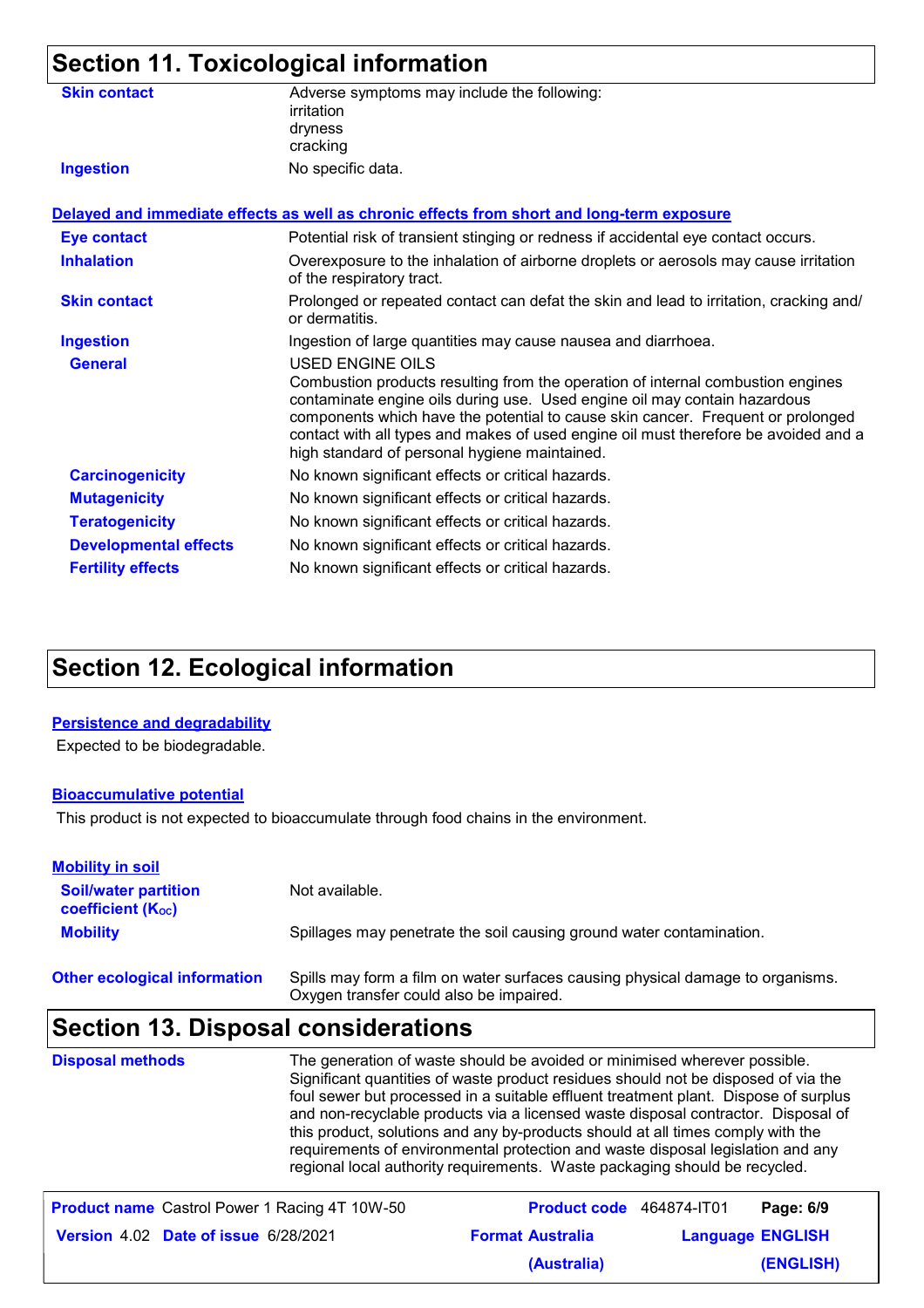## Section 11. Toxicological information

| | |
|---|---|
| **Skin contact** | Adverse symptoms may include the following:<br>irritation<br>dryness<br>cracking |
| **Ingestion** | No specific data. |

**Delayed and immediate effects as well as chronic effects from short and long-term exposure**

| | |
|---|---|
| **Eye contact** | Potential risk of transient stinging or redness if accidental eye contact occurs. |
| **Inhalation** | Overexposure to the inhalation of airborne droplets or aerosols may cause irritation of the respiratory tract. |
| **Skin contact** | Prolonged or repeated contact can defat the skin and lead to irritation, cracking and/or dermatitis. |
| **Ingestion** | Ingestion of large quantities may cause nausea and diarrhoea. |
| **General** | USED ENGINE OILS<br>Combustion products resulting from the operation of internal combustion engines contaminate engine oils during use. Used engine oil may contain hazardous components which have the potential to cause skin cancer. Frequent or prolonged contact with all types and makes of used engine oil must therefore be avoided and a high standard of personal hygiene maintained. |
| **Carcinogenicity** | No known significant effects or critical hazards. |
| **Mutagenicity** | No known significant effects or critical hazards. |
| **Teratogenicity** | No known significant effects or critical hazards. |
| **Developmental effects** | No known significant effects or critical hazards. |
| **Fertility effects** | No known significant effects or critical hazards. |

## Section 12. Ecological information

**Persistence and degradability**

Expected to be biodegradable.

**Bioaccumulative potential**

This product is not expected to bioaccumulate through food chains in the environment.

**Mobility in soil**

| | |
|---|---|
| **Soil/water partition coefficient ($K_{OC}$)** | Not available. |
| **Mobility** | Spillages may penetrate the soil causing ground water contamination. |
| **Other ecological information** | Spills may form a film on water surfaces causing physical damage to organisms. Oxygen transfer could also be impaired. |

## Section 13. Disposal considerations

| | |
|---|---|
| **Disposal methods** | The generation of waste should be avoided or minimised wherever possible. Significant quantities of waste product residues should not be disposed of via the foul sewer but processed in a suitable effluent treatment plant. Dispose of surplus and non-recyclable products via a licensed waste disposal contractor. Disposal of this product, solutions and any by-products should at all times comply with the requirements of environmental protection and waste disposal legislation and any regional local authority requirements. Waste packaging should be recycled. |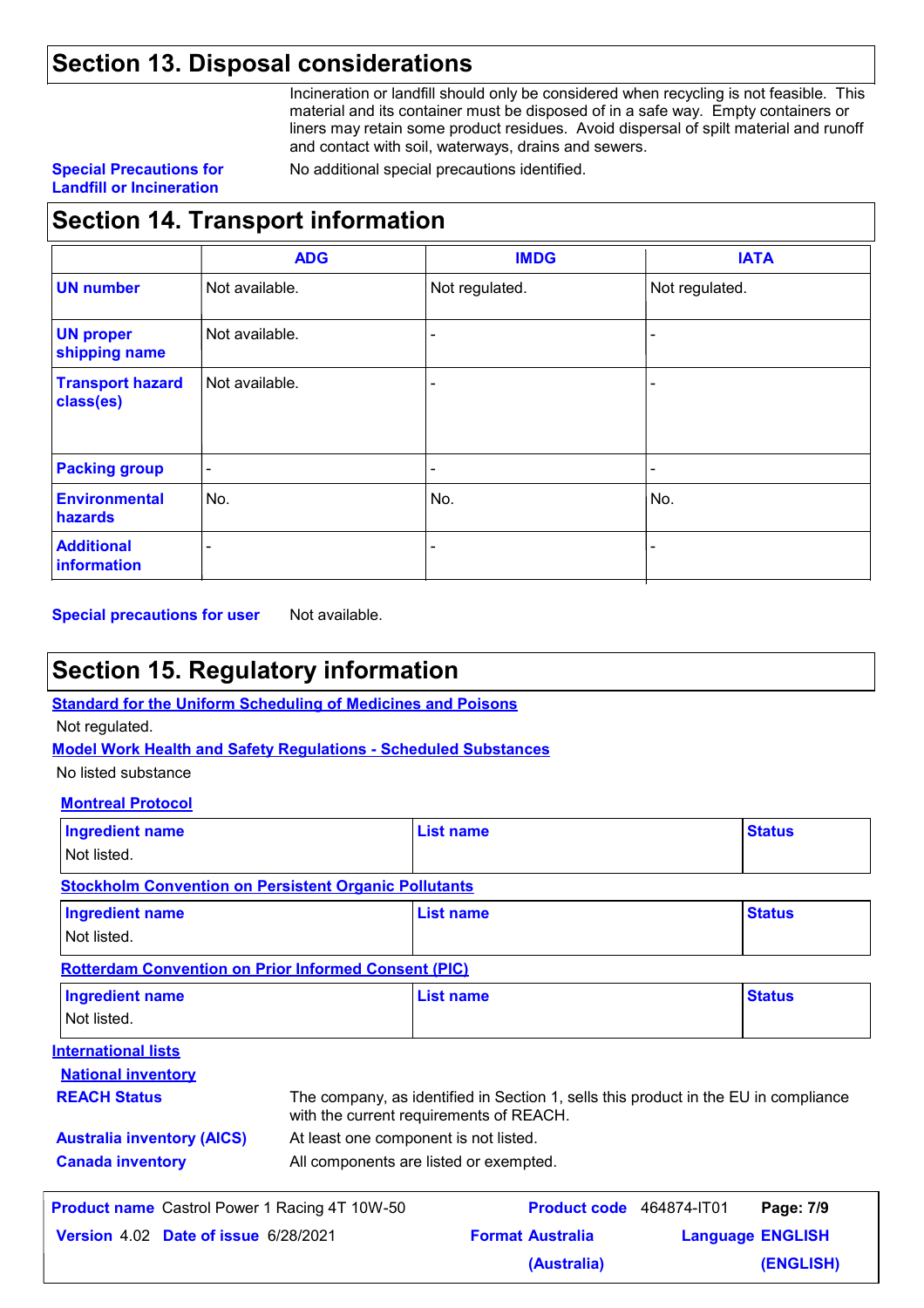## Section 13. Disposal considerations

Incineration or landfill should only be considered when recycling is not feasible. This material and its container must be disposed of in a safe way. Empty containers or liners may retain some product residues. Avoid dispersal of spilt material and runoff and contact with soil, waterways, drains and sewers.

**Special Precautions for Landfill or Incineration**: No additional special precautions identified.

## Section 14. Transport information

| | ADG | IMDG | IATA |
|---|---|---|---|
| **UN number** | Not available. | Not regulated. | Not regulated. |
| **UN proper shipping name** | Not available. | - | - |
| **Transport hazard class(es)** | Not available. | - | - |
| **Packing group** | - | - | - |
| **Environmental hazards** | No. | No. | No. |
| **Additional information** | - | - | - |

**Special precautions for user**: Not available.

## Section 15. Regulatory information

**Standard for the Uniform Scheduling of Medicines and Poisons**

Not regulated.

**Model Work Health and Safety Regulations - Scheduled Substances**

No listed substance

**Montreal Protocol**

| Ingredient name | List name | Status |
|---|---|---|
| Not listed. | | |

**Stockholm Convention on Persistent Organic Pollutants**

| Ingredient name | List name | Status |
|---|---|---|
| Not listed. | | |

**Rotterdam Convention on Prior Informed Consent (PIC)**

| Ingredient name | List name | Status |
|---|---|---|
| Not listed. | | |

**International lists**

**National inventory**

**REACH Status**: The company, as identified in Section 1, sells this product in the EU in compliance with the current requirements of REACH.

**Australia inventory (AICS)**: At least one component is not listed.

**Canada inventory**: All components are listed or exempted.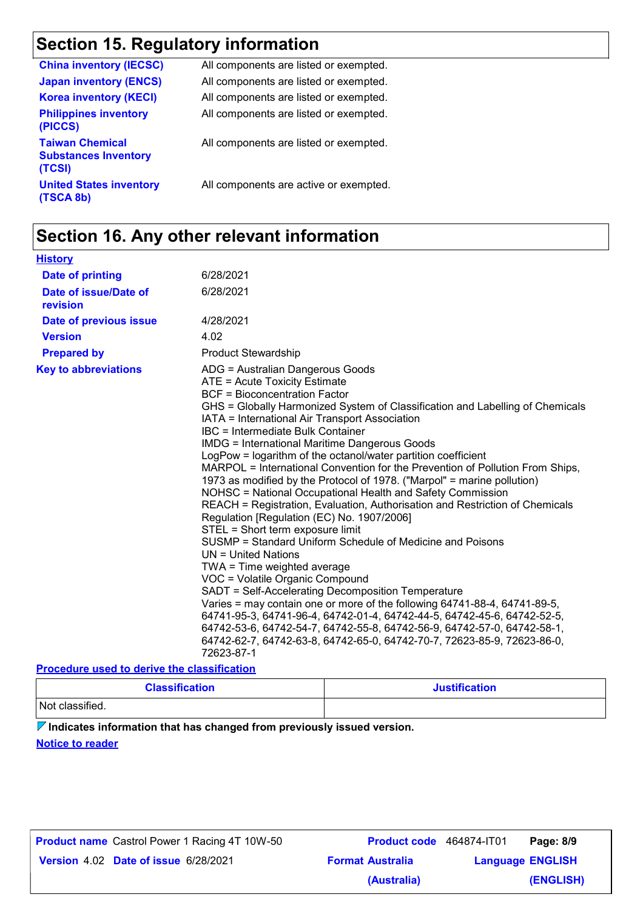## Section 15. Regulatory information

**China inventory (IECSC)** All components are listed or exempted.

**Japan inventory (ENCS)** All components are listed or exempted.

**Korea inventory (KECI)** All components are listed or exempted.

**Philippines inventory (PICCS)** All components are listed or exempted.

**Taiwan Chemical Substances Inventory (TCSI)** All components are listed or exempted.

**United States inventory (TSCA 8b)** All components are active or exempted.

## Section 16. Any other relevant information

**History**

**Date of printing** 6/28/2021

**Date of issue/Date of revision** 6/28/2021

**Date of previous issue** 4/28/2021

**Version** 4.02

**Prepared by** Product Stewardship

**Key to abbreviations**

ADG = Australian Dangerous Goods
ATE = Acute Toxicity Estimate
BCF = Bioconcentration Factor
GHS = Globally Harmonized System of Classification and Labelling of Chemicals
IATA = International Air Transport Association
IBC = Intermediate Bulk Container
IMDG = International Maritime Dangerous Goods
LogPow = logarithm of the octanol/water partition coefficient
MARPOL = International Convention for the Prevention of Pollution From Ships, 1973 as modified by the Protocol of 1978. ("Marpol" = marine pollution)
NOHSC = National Occupational Health and Safety Commission
REACH = Registration, Evaluation, Authorisation and Restriction of Chemicals Regulation [Regulation (EC) No. 1907/2006]
STEL = Short term exposure limit
SUSMP = Standard Uniform Schedule of Medicine and Poisons
UN = United Nations
TWA = Time weighted average
VOC = Volatile Organic Compound
SADT = Self-Accelerating Decomposition Temperature
Varies = may contain one or more of the following 64741-88-4, 64741-89-5, 64741-95-3, 64741-96-4, 64742-01-4, 64742-44-5, 64742-45-6, 64742-52-5, 64742-53-6, 64742-54-7, 64742-55-8, 64742-56-9, 64742-57-0, 64742-58-1, 64742-62-7, 64742-63-8, 64742-65-0, 64742-70-7, 72623-85-9, 72623-86-0, 72623-87-1

**Procedure used to derive the classification**

| Classification | Justification |
|---|---|
| Not classified. | |

**Indicates information that has changed from previously issued version.**

**Notice to reader**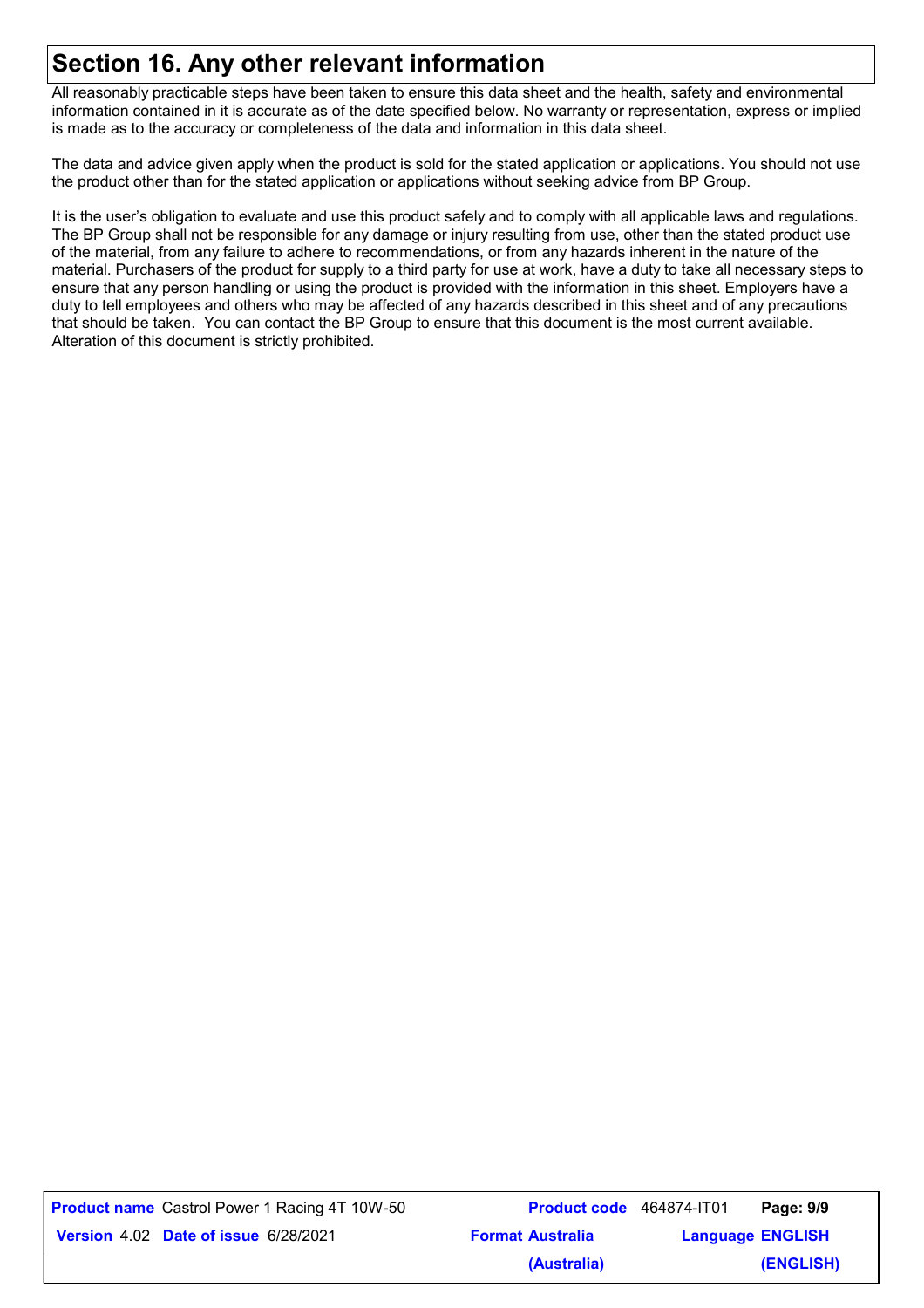## Section 16. Any other relevant information

All reasonably practicable steps have been taken to ensure this data sheet and the health, safety and environmental information contained in it is accurate as of the date specified below. No warranty or representation, express or implied is made as to the accuracy or completeness of the data and information in this data sheet.

The data and advice given apply when the product is sold for the stated application or applications. You should not use the product other than for the stated application or applications without seeking advice from BP Group.

It is the user's obligation to evaluate and use this product safely and to comply with all applicable laws and regulations. The BP Group shall not be responsible for any damage or injury resulting from use, other than the stated product use of the material, from any failure to adhere to recommendations, or from any hazards inherent in the nature of the material. Purchasers of the product for supply to a third party for use at work, have a duty to take all necessary steps to ensure that any person handling or using the product is provided with the information in this sheet. Employers have a duty to tell employees and others who may be affected of any hazards described in this sheet and of any precautions that should be taken. You can contact the BP Group to ensure that this document is the most current available. Alteration of this document is strictly prohibited.